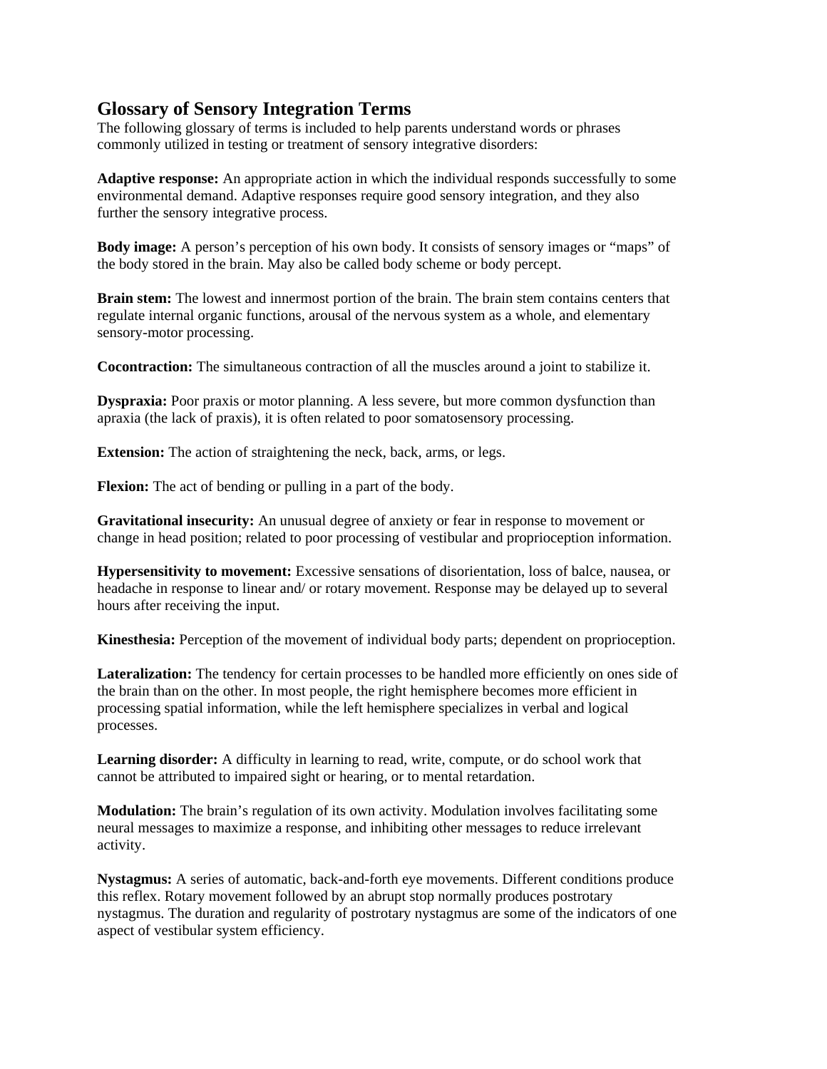## Glossary of Sensory Integration Terms

The following glossary of terms is included to help parents understand words or phrases commonly utilized in testing or treatment of sensory integrative disorders:

**Adaptive response:** An appropriate action in which the individual responds successfully to some environmental demand. Adaptive responses require good sensory integration, and they also further the sensory integrative process.

**Body image:** A person's perception of his own body. It consists of sensory images or "maps" of the body stored in the brain. May also be called body scheme or body percept.

**Brain stem:** The lowest and innermost portion of the brain. The brain stem contains centers that regulate internal organic functions, arousal of the nervous system as a whole, and elementary sensory-motor processing.

**Cocontraction:** The simultaneous contraction of all the muscles around a joint to stabilize it.

**Dyspraxia:** Poor praxis or motor planning. A less severe, but more common dysfunction than apraxia (the lack of praxis), it is often related to poor somatosensory processing.

**Extension:** The action of straightening the neck, back, arms, or legs.

**Flexion:** The act of bending or pulling in a part of the body.

**Gravitational insecurity:** An unusual degree of anxiety or fear in response to movement or change in head position; related to poor processing of vestibular and proprioception information.

**Hypersensitivity to movement:** Excessive sensations of disorientation, loss of balce, nausea, or headache in response to linear and/ or rotary movement. Response may be delayed up to several hours after receiving the input.

**Kinesthesia:** Perception of the movement of individual body parts; dependent on proprioception.

**Lateralization:** The tendency for certain processes to be handled more efficiently on ones side of the brain than on the other. In most people, the right hemisphere becomes more efficient in processing spatial information, while the left hemisphere specializes in verbal and logical processes.

**Learning disorder:** A difficulty in learning to read, write, compute, or do school work that cannot be attributed to impaired sight or hearing, or to mental retardation.

**Modulation:** The brain's regulation of its own activity. Modulation involves facilitating some neural messages to maximize a response, and inhibiting other messages to reduce irrelevant activity.

**Nystagmus:** A series of automatic, back-and-forth eye movements. Different conditions produce this reflex. Rotary movement followed by an abrupt stop normally produces postrotary nystagmus. The duration and regularity of postrotary nystagmus are some of the indicators of one aspect of vestibular system efficiency.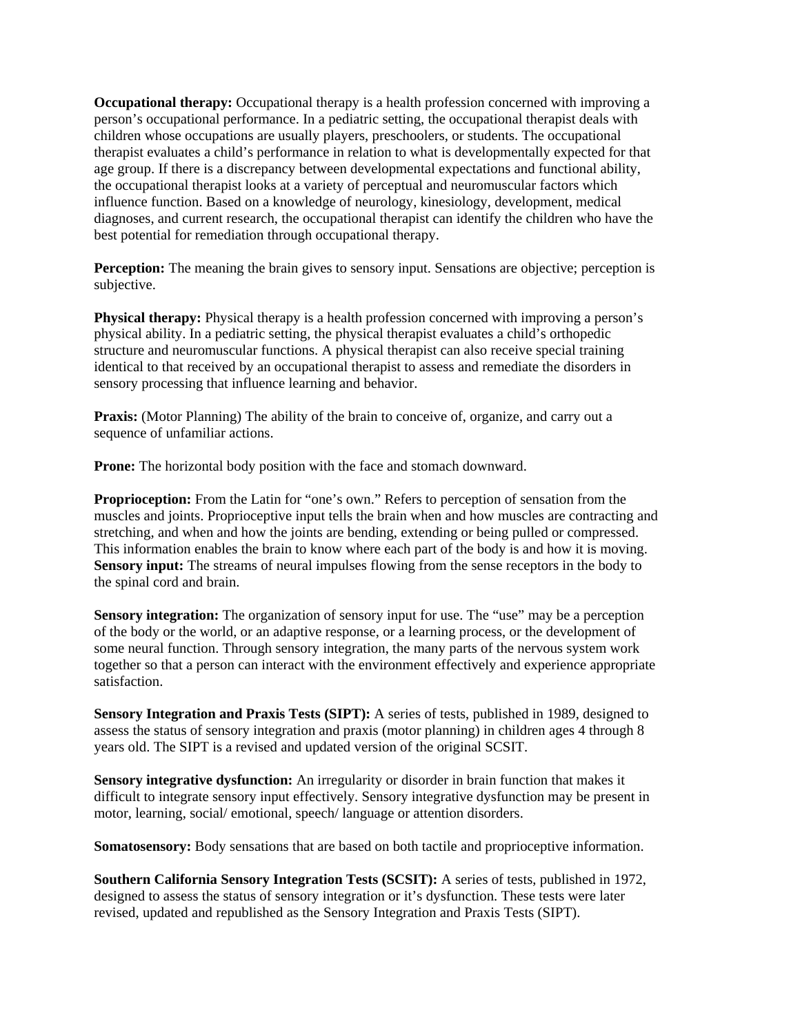**Occupational therapy:** Occupational therapy is a health profession concerned with improving a person's occupational performance. In a pediatric setting, the occupational therapist deals with children whose occupations are usually players, preschoolers, or students. The occupational therapist evaluates a child's performance in relation to what is developmentally expected for that age group. If there is a discrepancy between developmental expectations and functional ability, the occupational therapist looks at a variety of perceptual and neuromuscular factors which influence function. Based on a knowledge of neurology, kinesiology, development, medical diagnoses, and current research, the occupational therapist can identify the children who have the best potential for remediation through occupational therapy.

**Perception:** The meaning the brain gives to sensory input. Sensations are objective; perception is subjective.

**Physical therapy:** Physical therapy is a health profession concerned with improving a person's physical ability. In a pediatric setting, the physical therapist evaluates a child's orthopedic structure and neuromuscular functions. A physical therapist can also receive special training identical to that received by an occupational therapist to assess and remediate the disorders in sensory processing that influence learning and behavior.

**Praxis:** (Motor Planning) The ability of the brain to conceive of, organize, and carry out a sequence of unfamiliar actions.

**Prone:** The horizontal body position with the face and stomach downward.

**Proprioception:** From the Latin for "one's own." Refers to perception of sensation from the muscles and joints. Proprioceptive input tells the brain when and how muscles are contracting and stretching, and when and how the joints are bending, extending or being pulled or compressed. This information enables the brain to know where each part of the body is and how it is moving.

**Sensory input:** The streams of neural impulses flowing from the sense receptors in the body to the spinal cord and brain.

**Sensory integration:** The organization of sensory input for use. The "use" may be a perception of the body or the world, or an adaptive response, or a learning process, or the development of some neural function. Through sensory integration, the many parts of the nervous system work together so that a person can interact with the environment effectively and experience appropriate satisfaction.

**Sensory Integration and Praxis Tests (SIPT):** A series of tests, published in 1989, designed to assess the status of sensory integration and praxis (motor planning) in children ages 4 through 8 years old. The SIPT is a revised and updated version of the original SCSIT.

**Sensory integrative dysfunction:** An irregularity or disorder in brain function that makes it difficult to integrate sensory input effectively. Sensory integrative dysfunction may be present in motor, learning, social/ emotional, speech/ language or attention disorders.

**Somatosensory:** Body sensations that are based on both tactile and proprioceptive information.

**Southern California Sensory Integration Tests (SCSIT):** A series of tests, published in 1972, designed to assess the status of sensory integration or it's dysfunction. These tests were later revised, updated and republished as the Sensory Integration and Praxis Tests (SIPT).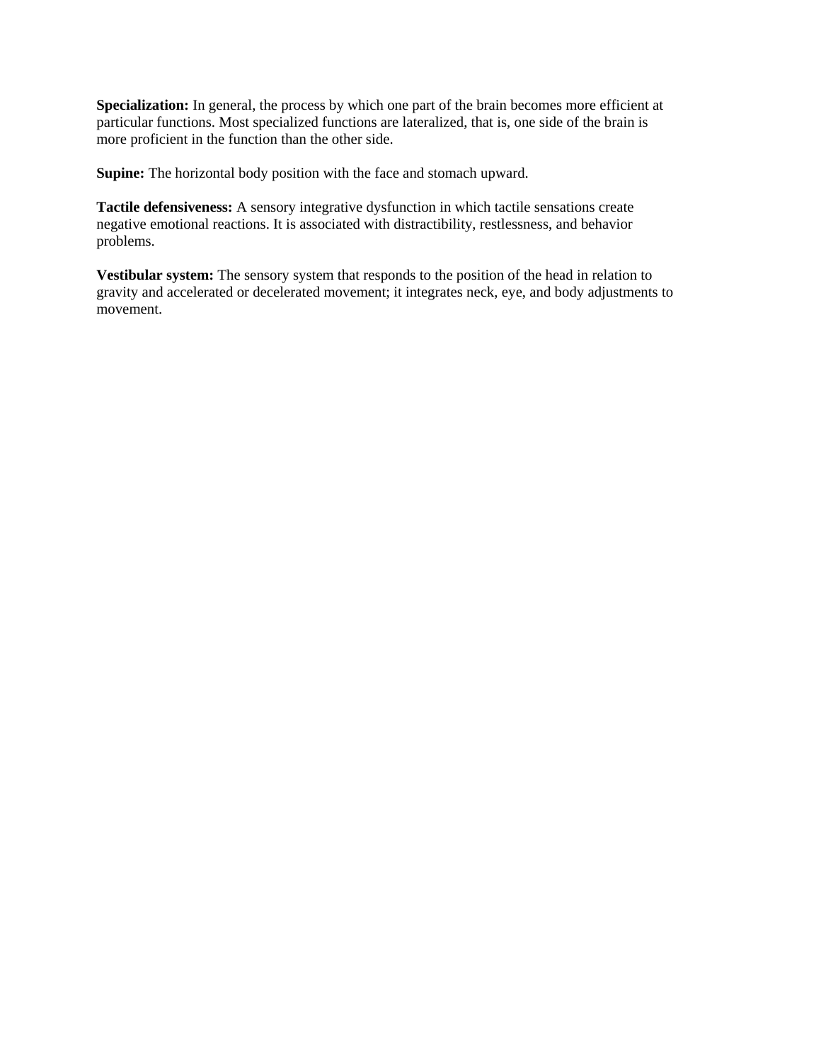**Specialization:** In general, the process by which one part of the brain becomes more efficient at particular functions. Most specialized functions are lateralized, that is, one side of the brain is more proficient in the function than the other side.

**Supine:** The horizontal body position with the face and stomach upward.

**Tactile defensiveness:** A sensory integrative dysfunction in which tactile sensations create negative emotional reactions. It is associated with distractibility, restlessness, and behavior problems.

**Vestibular system:** The sensory system that responds to the position of the head in relation to gravity and accelerated or decelerated movement; it integrates neck, eye, and body adjustments to movement.